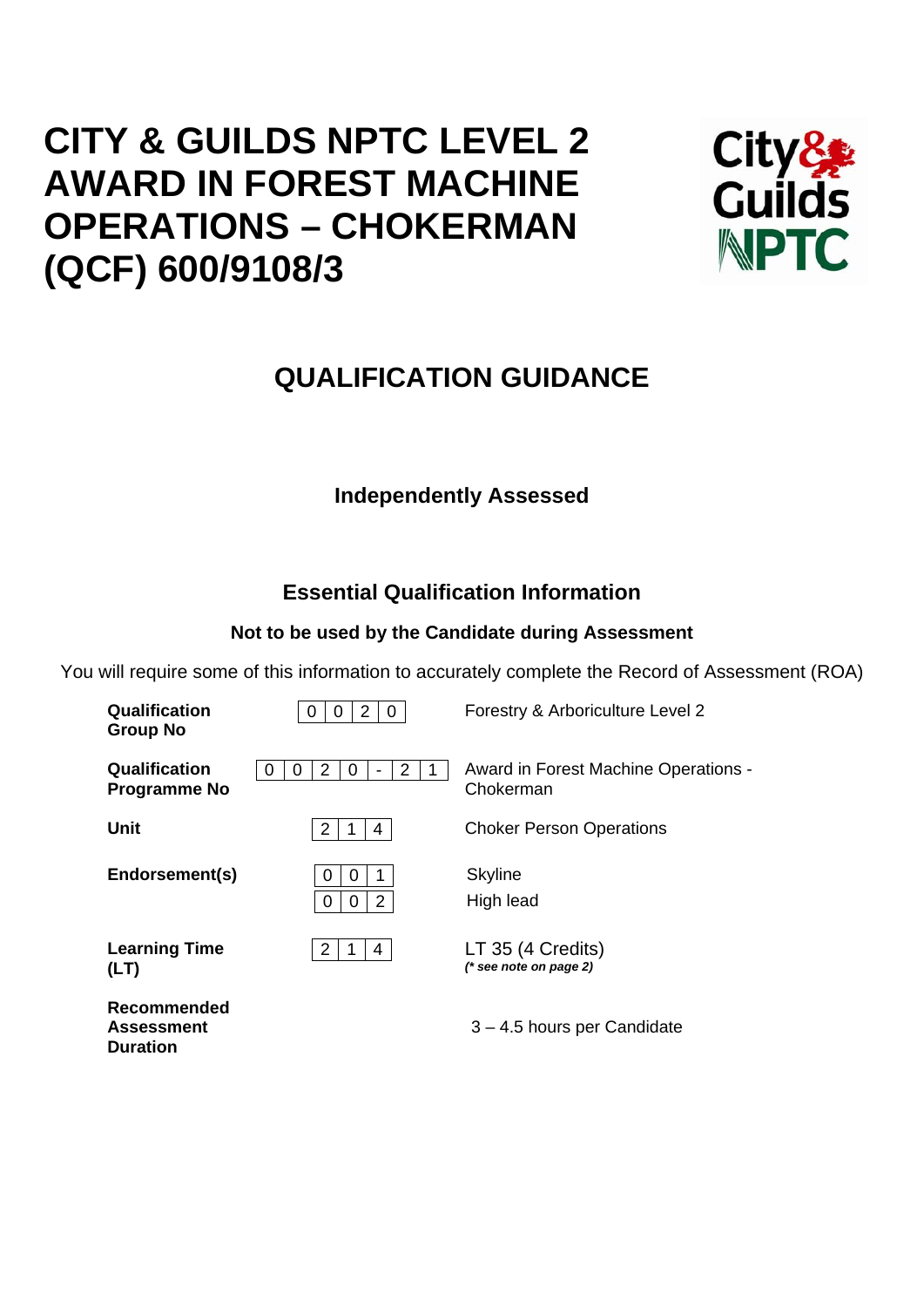# CITY & GUILDS NPTC LEVEL 2 AWARD IN FOREST MACHINE OPERATIONS – CHOKERMAN (QCF) 600/9108/3

## QUALIFICATION GUIDANCE

### Independently Assessed

### Essential Qualification Information

**Not to be used by the Candidate during Assessment**

You will require some of this information to accurately complete the Record of Assessment (ROA)

| | | |
|---|---|---|
| **Qualification Group No** | 0 0 2 0 | Forestry & Arboriculture Level 2 |
| **Qualification Programme No** | 0 0 2 0 - 2 1 | Award in Forest Machine Operations - Chokerman |
| **Unit** | 2 1 4 | Choker Person Operations |
| **Endorsement(s)** | 0 0 1<br>0 0 2 | Skyline<br>High lead |
| **Learning Time (LT)** | 2 1 4 | LT 35 (4 Credits)<br>***(\* see note on page 2)*** |
| **Recommended Assessment Duration** | | 3 – 4.5 hours per Candidate |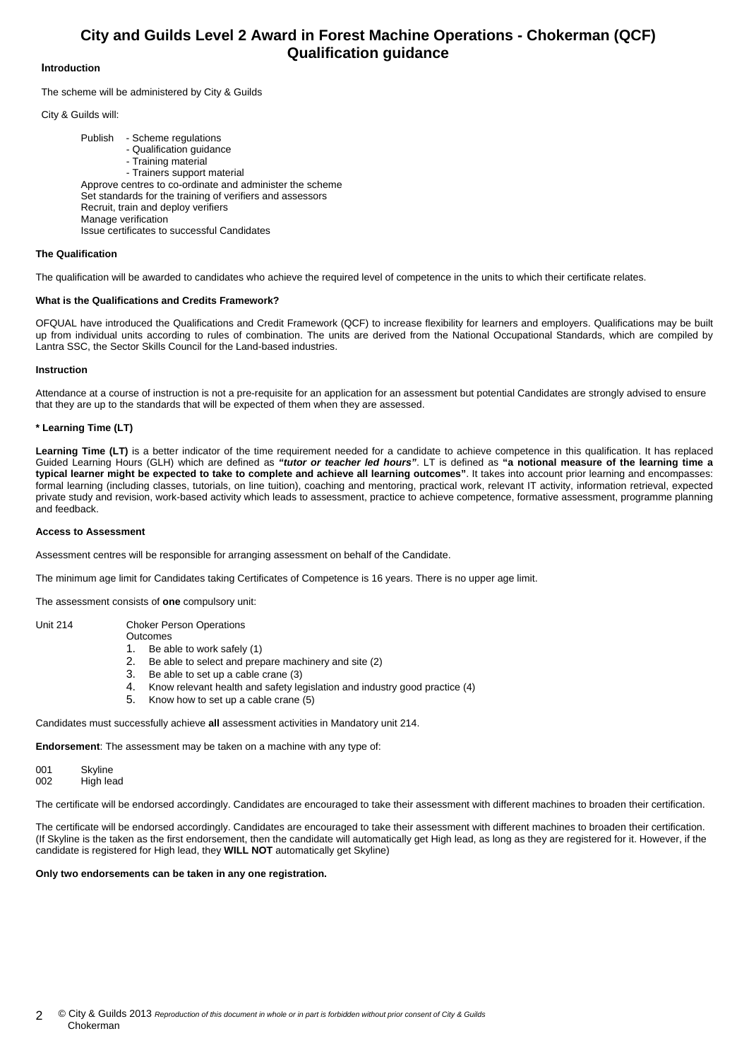# City and Guilds Level 2 Award in Forest Machine Operations - Chokerman (QCF)
## Qualification guidance

### Introduction

The scheme will be administered by City & Guilds

City & Guilds will:

Publish
- Scheme regulations
- Qualification guidance
- Training material
- Trainers support material

Approve centres to co-ordinate and administer the scheme
Set standards for the training of verifiers and assessors
Recruit, train and deploy verifiers
Manage verification
Issue certificates to successful Candidates

### The Qualification

The qualification will be awarded to candidates who achieve the required level of competence in the units to which their certificate relates.

### What is the Qualifications and Credits Framework?

OFQUAL have introduced the Qualifications and Credit Framework (QCF) to increase flexibility for learners and employers. Qualifications may be built up from individual units according to rules of combination. The units are derived from the National Occupational Standards, which are compiled by Lantra SSC, the Sector Skills Council for the Land-based industries.

### Instruction

Attendance at a course of instruction is not a pre-requisite for an application for an assessment but potential Candidates are strongly advised to ensure that they are up to the standards that will be expected of them when they are assessed.

### * Learning Time (LT)

**Learning Time (LT)** is a better indicator of the time requirement needed for a candidate to achieve competence in this qualification. It has replaced Guided Learning Hours (GLH) which are defined as ***"tutor or teacher led hours"***. LT is defined as **"a notional measure of the learning time a typical learner might be expected to take to complete and achieve all learning outcomes"**. It takes into account prior learning and encompasses: formal learning (including classes, tutorials, on line tuition), coaching and mentoring, practical work, relevant IT activity, information retrieval, expected private study and revision, work-based activity which leads to assessment, practice to achieve competence, formative assessment, programme planning and feedback.

### Access to Assessment

Assessment centres will be responsible for arranging assessment on behalf of the Candidate.

The minimum age limit for Candidates taking Certificates of Competence is 16 years. There is no upper age limit.

The assessment consists of **one** compulsory unit:

Unit 214 Choker Person Operations

Outcomes
1. Be able to work safely (1)
2. Be able to select and prepare machinery and site (2)
3. Be able to set up a cable crane (3)
4. Know relevant health and safety legislation and industry good practice (4)
5. Know how to set up a cable crane (5)

Candidates must successfully achieve **all** assessment activities in Mandatory unit 214.

**Endorsement**: The assessment may be taken on a machine with any type of:

001 Skyline
002 High lead

The certificate will be endorsed accordingly. Candidates are encouraged to take their assessment with different machines to broaden their certification.

The certificate will be endorsed accordingly. Candidates are encouraged to take their assessment with different machines to broaden their certification. (If Skyline is the taken as the first endorsement, then the candidate will automatically get High lead, as long as they are registered for it. However, if the candidate is registered for High lead, they **WILL NOT** automatically get Skyline)

**Only two endorsements can be taken in any one registration.**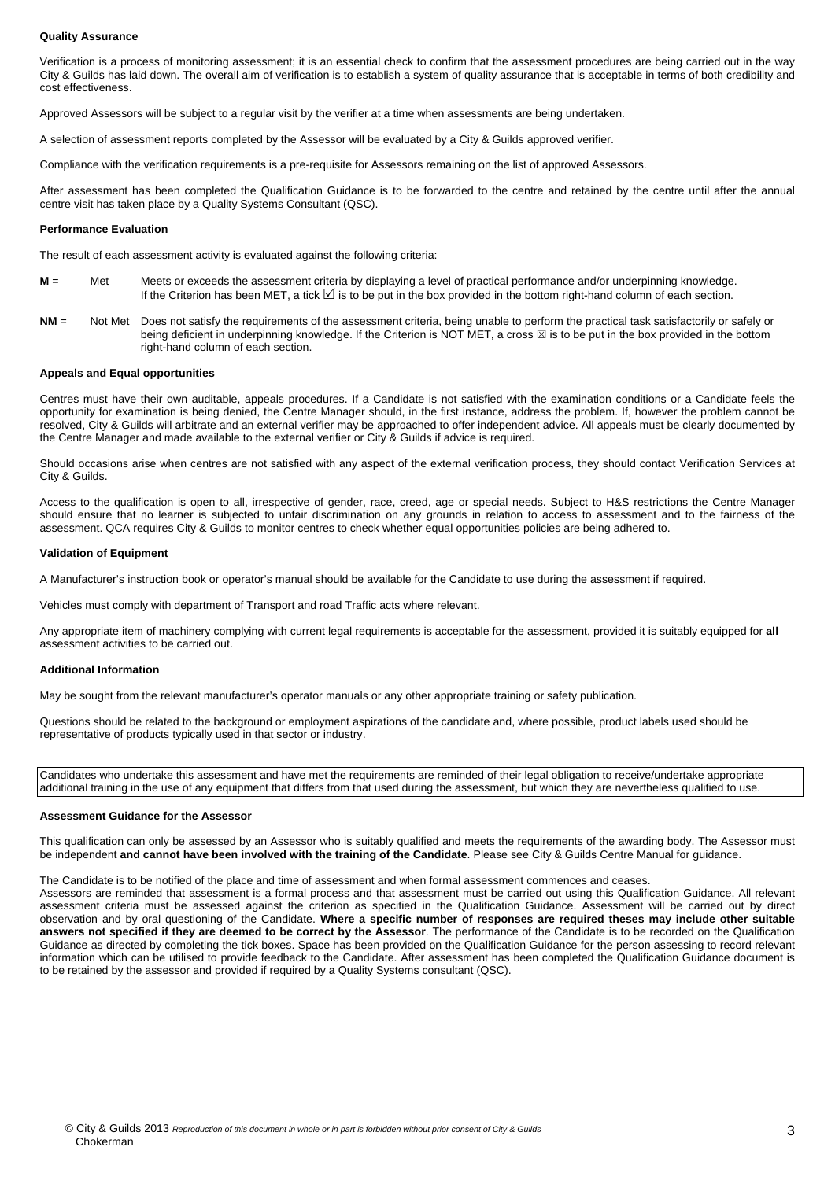**Quality Assurance**

Verification is a process of monitoring assessment; it is an essential check to confirm that the assessment procedures are being carried out in the way City & Guilds has laid down. The overall aim of verification is to establish a system of quality assurance that is acceptable in terms of both credibility and cost effectiveness.

Approved Assessors will be subject to a regular visit by the verifier at a time when assessments are being undertaken.

A selection of assessment reports completed by the Assessor will be evaluated by a City & Guilds approved verifier.

Compliance with the verification requirements is a pre-requisite for Assessors remaining on the list of approved Assessors.

After assessment has been completed the Qualification Guidance is to be forwarded to the centre and retained by the centre until after the annual centre visit has taken place by a Quality Systems Consultant (QSC).

**Performance Evaluation**

The result of each assessment activity is evaluated against the following criteria:

**M** = Met — Meets or exceeds the assessment criteria by displaying a level of practical performance and/or underpinning knowledge. If the Criterion has been MET, a tick ☑ is to be put in the box provided in the bottom right-hand column of each section.

**NM** = Not Met — Does not satisfy the requirements of the assessment criteria, being unable to perform the practical task satisfactorily or safely or being deficient in underpinning knowledge. If the Criterion is NOT MET, a cross ☒ is to be put in the box provided in the bottom right-hand column of each section.

**Appeals and Equal opportunities**

Centres must have their own auditable, appeals procedures. If a Candidate is not satisfied with the examination conditions or a Candidate feels the opportunity for examination is being denied, the Centre Manager should, in the first instance, address the problem. If, however the problem cannot be resolved, City & Guilds will arbitrate and an external verifier may be approached to offer independent advice. All appeals must be clearly documented by the Centre Manager and made available to the external verifier or City & Guilds if advice is required.

Should occasions arise when centres are not satisfied with any aspect of the external verification process, they should contact Verification Services at City & Guilds.

Access to the qualification is open to all, irrespective of gender, race, creed, age or special needs. Subject to H&S restrictions the Centre Manager should ensure that no learner is subjected to unfair discrimination on any grounds in relation to access to assessment and to the fairness of the assessment. QCA requires City & Guilds to monitor centres to check whether equal opportunities policies are being adhered to.

**Validation of Equipment**

A Manufacturer's instruction book or operator's manual should be available for the Candidate to use during the assessment if required.

Vehicles must comply with department of Transport and road Traffic acts where relevant.

Any appropriate item of machinery complying with current legal requirements is acceptable for the assessment, provided it is suitably equipped for **all** assessment activities to be carried out.

**Additional Information**

May be sought from the relevant manufacturer's operator manuals or any other appropriate training or safety publication.

Questions should be related to the background or employment aspirations of the candidate and, where possible, product labels used should be representative of products typically used in that sector or industry.

Candidates who undertake this assessment and have met the requirements are reminded of their legal obligation to receive/undertake appropriate additional training in the use of any equipment that differs from that used during the assessment, but which they are nevertheless qualified to use.

**Assessment Guidance for the Assessor**

This qualification can only be assessed by an Assessor who is suitably qualified and meets the requirements of the awarding body. The Assessor must be independent **and cannot have been involved with the training of the Candidate**. Please see City & Guilds Centre Manual for guidance.

The Candidate is to be notified of the place and time of assessment and when formal assessment commences and ceases.
Assessors are reminded that assessment is a formal process and that assessment must be carried out using this Qualification Guidance. All relevant assessment criteria must be assessed against the criterion as specified in the Qualification Guidance. Assessment will be carried out by direct observation and by oral questioning of the Candidate. **Where a specific number of responses are required theses may include other suitable answers not specified if they are deemed to be correct by the Assessor**. The performance of the Candidate is to be recorded on the Qualification Guidance as directed by completing the tick boxes. Space has been provided on the Qualification Guidance for the person assessing to record relevant information which can be utilised to provide feedback to the Candidate. After assessment has been completed the Qualification Guidance document is to be retained by the assessor and provided if required by a Quality Systems consultant (QSC).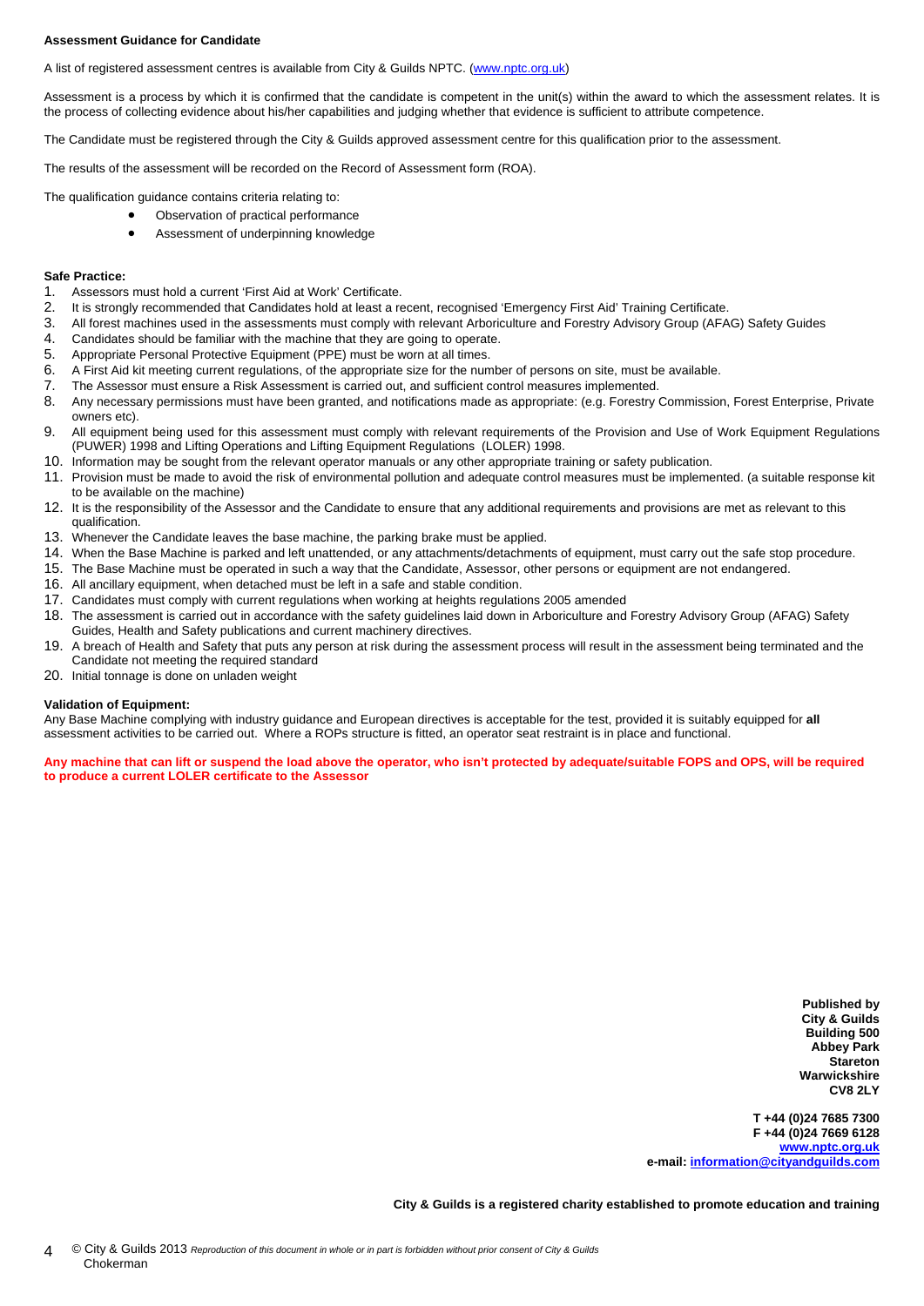**Assessment Guidance for Candidate**

A list of registered assessment centres is available from City & Guilds NPTC. (www.nptc.org.uk)

Assessment is a process by which it is confirmed that the candidate is competent in the unit(s) within the award to which the assessment relates. It is the process of collecting evidence about his/her capabilities and judging whether that evidence is sufficient to attribute competence.

The Candidate must be registered through the City & Guilds approved assessment centre for this qualification prior to the assessment.

The results of the assessment will be recorded on the Record of Assessment form (ROA).

The qualification guidance contains criteria relating to:

- Observation of practical performance
- Assessment of underpinning knowledge

**Safe Practice:**

1. Assessors must hold a current 'First Aid at Work' Certificate.
2. It is strongly recommended that Candidates hold at least a recent, recognised 'Emergency First Aid' Training Certificate.
3. All forest machines used in the assessments must comply with relevant Arboriculture and Forestry Advisory Group (AFAG) Safety Guides
4. Candidates should be familiar with the machine that they are going to operate.
5. Appropriate Personal Protective Equipment (PPE) must be worn at all times.
6. A First Aid kit meeting current regulations, of the appropriate size for the number of persons on site, must be available.
7. The Assessor must ensure a Risk Assessment is carried out, and sufficient control measures implemented.
8. Any necessary permissions must have been granted, and notifications made as appropriate: (e.g. Forestry Commission, Forest Enterprise, Private owners etc).
9. All equipment being used for this assessment must comply with relevant requirements of the Provision and Use of Work Equipment Regulations (PUWER) 1998 and Lifting Operations and Lifting Equipment Regulations (LOLER) 1998.
10. Information may be sought from the relevant operator manuals or any other appropriate training or safety publication.
11. Provision must be made to avoid the risk of environmental pollution and adequate control measures must be implemented. (a suitable response kit to be available on the machine)
12. It is the responsibility of the Assessor and the Candidate to ensure that any additional requirements and provisions are met as relevant to this qualification.
13. Whenever the Candidate leaves the base machine, the parking brake must be applied.
14. When the Base Machine is parked and left unattended, or any attachments/detachments of equipment, must carry out the safe stop procedure.
15. The Base Machine must be operated in such a way that the Candidate, Assessor, other persons or equipment are not endangered.
16. All ancillary equipment, when detached must be left in a safe and stable condition.
17. Candidates must comply with current regulations when working at heights regulations 2005 amended
18. The assessment is carried out in accordance with the safety guidelines laid down in Arboriculture and Forestry Advisory Group (AFAG) Safety Guides, Health and Safety publications and current machinery directives.
19. A breach of Health and Safety that puts any person at risk during the assessment process will result in the assessment being terminated and the Candidate not meeting the required standard
20. Initial tonnage is done on unladen weight

**Validation of Equipment:**

Any Base Machine complying with industry guidance and European directives is acceptable for the test, provided it is suitably equipped for **all** assessment activities to be carried out. Where a ROPs structure is fitted, an operator seat restraint is in place and functional.

**Any machine that can lift or suspend the load above the operator, who isn't protected by adequate/suitable FOPS and OPS, will be required to produce a current LOLER certificate to the Assessor**

**Published by**
**City & Guilds**
**Building 500**
**Abbey Park**
**Stareton**
**Warwickshire**
**CV8 2LY**

**T +44 (0)24 7685 7300**
**F +44 (0)24 7669 6128**
**www.nptc.org.uk**
**e-mail: information@cityandguilds.com**

**City & Guilds is a registered charity established to promote education and training**

© City & Guilds 2013 *Reproduction of this document in whole or in part is forbidden without prior consent of City & Guilds*
Chokerman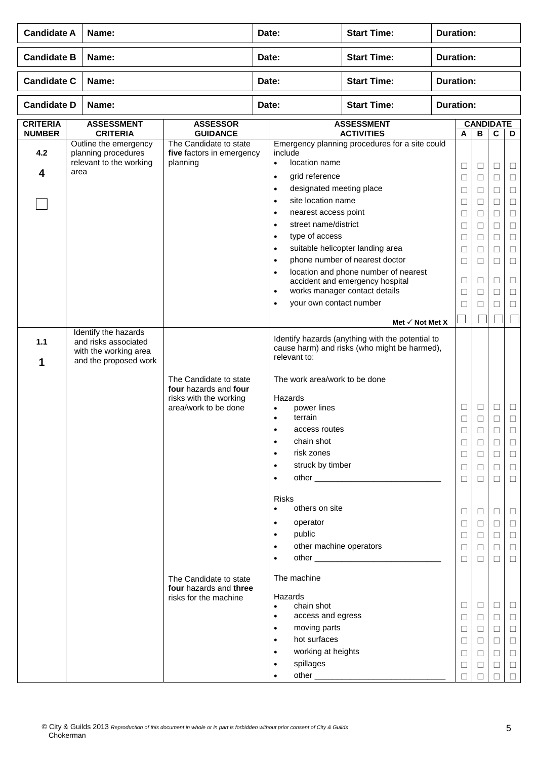| Candidate A | Name: | Date: | Start Time: | Duration: |
|---|---|---|---|---|
| **Candidate B** | **Name:** | **Date:** | **Start Time:** | **Duration:** |
| **Candidate C** | **Name:** | **Date:** | **Start Time:** | **Duration:** |
| **Candidate D** | **Name:** | **Date:** | **Start Time:** | **Duration:** |

| CRITERIA NUMBER | ASSESSMENT CRITERIA | ASSESSOR GUIDANCE | ASSESSMENT ACTIVITIES | CANDIDATE A | B | C | D |
|---|---|---|---|---|---|---|---|
| **4.2** **4** ☐ | Outline the emergency planning procedures relevant to the working area | The Candidate to state **five** factors in emergency planning | Emergency planning procedures for a site could include | | | | |
| | | | • location name | ☐ | ☐ | ☐ | ☐ |
| | | | • grid reference | ☐ | ☐ | ☐ | ☐ |
| | | | • designated meeting place | ☐ | ☐ | ☐ | ☐ |
| | | | • site location name | ☐ | ☐ | ☐ | ☐ |
| | | | • nearest access point | ☐ | ☐ | ☐ | ☐ |
| | | | • street name/district | ☐ | ☐ | ☐ | ☐ |
| | | | • type of access | ☐ | ☐ | ☐ | ☐ |
| | | | • suitable helicopter landing area | ☐ | ☐ | ☐ | ☐ |
| | | | • phone number of nearest doctor | ☐ | ☐ | ☐ | ☐ |
| | | | • location and phone number of nearest accident and emergency hospital | ☐ | ☐ | ☐ | ☐ |
| | | | • works manager contact details | ☐ | ☐ | ☐ | ☐ |
| | | | • your own contact number | ☐ | ☐ | ☐ | ☐ |
| | | | **Met ✓ Not Met X** | ☐ | ☐ | ☐ | ☐ |
| **1.1** **1** | Identify the hazards and risks associated with the working area and the proposed work | | Identify hazards (anything with the potential to cause harm) and risks (who might be harmed), relevant to: | | | | |
| | | The Candidate to state **four** hazards and **four** risks with the working area/work to be done | The work area/work to be done | | | | |
| | | | Hazards | | | | |
| | | | • power lines | ☐ | ☐ | ☐ | ☐ |
| | | | • terrain | ☐ | ☐ | ☐ | ☐ |
| | | | • access routes | ☐ | ☐ | ☐ | ☐ |
| | | | • chain shot | ☐ | ☐ | ☐ | ☐ |
| | | | • risk zones | ☐ | ☐ | ☐ | ☐ |
| | | | • struck by timber | ☐ | ☐ | ☐ | ☐ |
| | | | • other ____________________________ | ☐ | ☐ | ☐ | ☐ |
| | | | Risks | | | | |
| | | | • others on site | ☐ | ☐ | ☐ | ☐ |
| | | | • operator | ☐ | ☐ | ☐ | ☐ |
| | | | • public | ☐ | ☐ | ☐ | ☐ |
| | | | • other machine operators | ☐ | ☐ | ☐ | ☐ |
| | | | • other ____________________________ | ☐ | ☐ | ☐ | ☐ |
| | | The Candidate to state **four** hazards and **three** risks for the machine | The machine | | | | |
| | | | Hazards | | | | |
| | | | • chain shot | ☐ | ☐ | ☐ | ☐ |
| | | | • access and egress | ☐ | ☐ | ☐ | ☐ |
| | | | • moving parts | ☐ | ☐ | ☐ | ☐ |
| | | | • hot surfaces | ☐ | ☐ | ☐ | ☐ |
| | | | • working at heights | ☐ | ☐ | ☐ | ☐ |
| | | | • spillages | ☐ | ☐ | ☐ | ☐ |
| | | | • other ____________________________ | ☐ | ☐ | ☐ | ☐ |

© City & Guilds 2013 *Reproduction of this document in whole or in part is forbidden without prior consent of City & Guilds*
Chokerman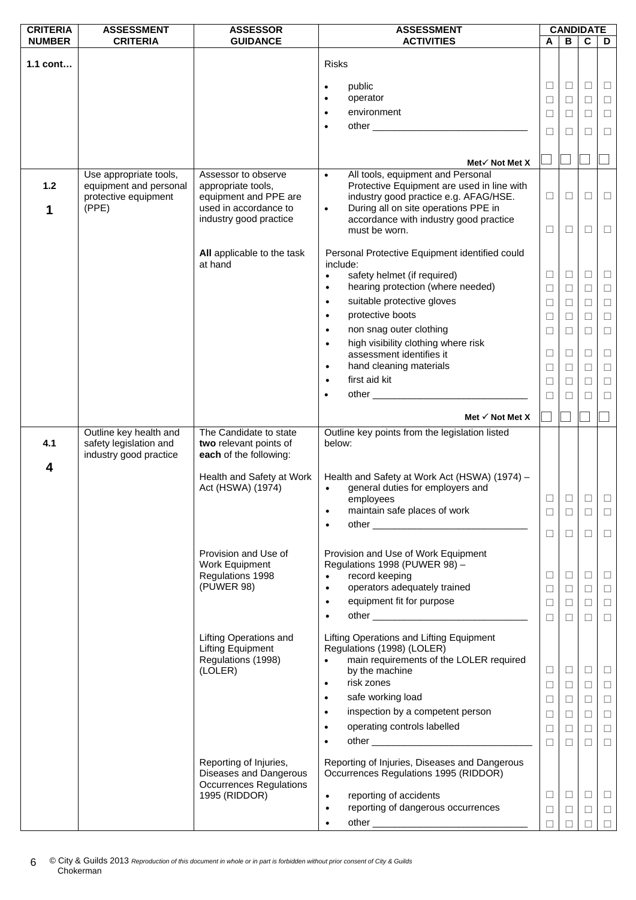| CRITERIA NUMBER | ASSESSMENT CRITERIA | ASSESSOR GUIDANCE | ASSESSMENT ACTIVITIES | CANDIDATE A | B | C | D |
|---|---|---|---|---|---|---|---|
| 1.1 cont… | | | Risks | | | | |
| | | | • public | ☐ | ☐ | ☐ | ☐ |
| | | | • operator | ☐ | ☐ | ☐ | ☐ |
| | | | • environment | ☐ | ☐ | ☐ | ☐ |
| | | | • other _____________________________ | ☐ | ☐ | ☐ | ☐ |
| | | | **Met✓ Not Met X** | ☐ | ☐ | ☐ | ☐ |
| 1.2<br>**1** | Use appropriate tools, equipment and personal protective equipment (PPE) | Assessor to observe appropriate tools, equipment and PPE are used in accordance to industry good practice | • All tools, equipment and Personal Protective Equipment are used in line with industry good practice e.g. AFAG/HSE. | ☐ | ☐ | ☐ | ☐ |
| | | | • During all on site operations PPE in accordance with industry good practice must be worn. | ☐ | ☐ | ☐ | ☐ |
| | | **All** applicable to the task at hand | Personal Protective Equipment identified could include: | | | | |
| | | | • safety helmet (if required) | ☐ | ☐ | ☐ | ☐ |
| | | | • hearing protection (where needed) | ☐ | ☐ | ☐ | ☐ |
| | | | • suitable protective gloves | ☐ | ☐ | ☐ | ☐ |
| | | | • protective boots | ☐ | ☐ | ☐ | ☐ |
| | | | • non snag outer clothing | ☐ | ☐ | ☐ | ☐ |
| | | | • high visibility clothing where risk assessment identifies it | ☐ | ☐ | ☐ | ☐ |
| | | | • hand cleaning materials | ☐ | ☐ | ☐ | ☐ |
| | | | • first aid kit | ☐ | ☐ | ☐ | ☐ |
| | | | • other _____________________________ | ☐ | ☐ | ☐ | ☐ |
| | | | **Met ✓ Not Met X** | ☐ | ☐ | ☐ | ☐ |
| 4.1<br>**4** | Outline key health and safety legislation and industry good practice | The Candidate to state **two** relevant points of **each** of the following: | Outline key points from the legislation listed below: | | | | |
| | | Health and Safety at Work Act (HSWA) (1974) | Health and Safety at Work Act (HSWA) (1974) – | | | | |
| | | | • general duties for employers and employees | ☐ | ☐ | ☐ | ☐ |
| | | | • maintain safe places of work | ☐ | ☐ | ☐ | ☐ |
| | | | • other _____________________________ | ☐ | ☐ | ☐ | ☐ |
| | | Provision and Use of Work Equipment Regulations 1998 (PUWER 98) | Provision and Use of Work Equipment Regulations 1998 (PUWER 98) – | | | | |
| | | | • record keeping | ☐ | ☐ | ☐ | ☐ |
| | | | • operators adequately trained | ☐ | ☐ | ☐ | ☐ |
| | | | • equipment fit for purpose | ☐ | ☐ | ☐ | ☐ |
| | | | • other _____________________________ | ☐ | ☐ | ☐ | ☐ |
| | | Lifting Operations and Lifting Equipment Regulations (1998) (LOLER) | Lifting Operations and Lifting Equipment Regulations (1998) (LOLER) | | | | |
| | | | • main requirements of the LOLER required by the machine | ☐ | ☐ | ☐ | ☐ |
| | | | • risk zones | ☐ | ☐ | ☐ | ☐ |
| | | | • safe working load | ☐ | ☐ | ☐ | ☐ |
| | | | • inspection by a competent person | ☐ | ☐ | ☐ | ☐ |
| | | | • operating controls labelled | ☐ | ☐ | ☐ | ☐ |
| | | | • other _______________________________ | ☐ | ☐ | ☐ | ☐ |
| | | Reporting of Injuries, Diseases and Dangerous Occurrences Regulations 1995 (RIDDOR) | Reporting of Injuries, Diseases and Dangerous Occurrences Regulations 1995 (RIDDOR) | | | | |
| | | | • reporting of accidents | ☐ | ☐ | ☐ | ☐ |
| | | | • reporting of dangerous occurrences | ☐ | ☐ | ☐ | ☐ |
| | | | • other _____________________________ | ☐ | ☐ | ☐ | ☐ |

© City & Guilds 2013 *Reproduction of this document in whole or in part is forbidden without prior consent of City & Guilds*
Chokerman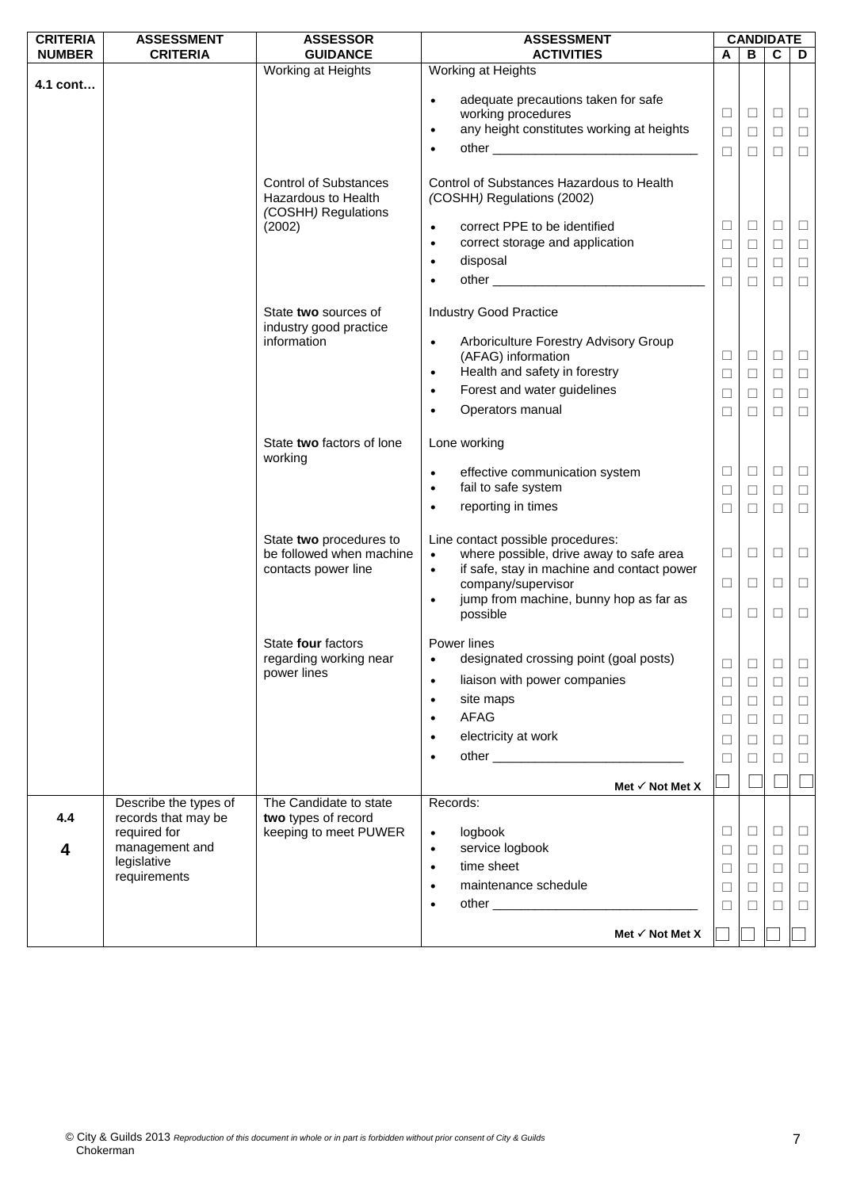| CRITERIA NUMBER | ASSESSMENT CRITERIA | ASSESSOR GUIDANCE | ASSESSMENT ACTIVITIES | CANDIDATE A | B | C | D |
|---|---|---|---|---|---|---|---|
| 4.1 cont… | | Working at Heights | Working at Heights | | | | |
| | | | • adequate precautions taken for safe working procedures | ☐ | ☐ | ☐ | ☐ |
| | | | • any height constitutes working at heights | ☐ | ☐ | ☐ | ☐ |
| | | | • other ____________________________ | ☐ | ☐ | ☐ | ☐ |
| | | Control of Substances Hazardous to Health (COSHH) Regulations (2002) | Control of Substances Hazardous to Health (COSHH) Regulations (2002) | | | | |
| | | | • correct PPE to be identified | ☐ | ☐ | ☐ | ☐ |
| | | | • correct storage and application | ☐ | ☐ | ☐ | ☐ |
| | | | • disposal | ☐ | ☐ | ☐ | ☐ |
| | | | • other ____________________________ | ☐ | ☐ | ☐ | ☐ |
| | | State **two** sources of industry good practice information | Industry Good Practice | | | | |
| | | | • Arboriculture Forestry Advisory Group (AFAG) information | ☐ | ☐ | ☐ | ☐ |
| | | | • Health and safety in forestry | ☐ | ☐ | ☐ | ☐ |
| | | | • Forest and water guidelines | ☐ | ☐ | ☐ | ☐ |
| | | | • Operators manual | ☐ | ☐ | ☐ | ☐ |
| | | State **two** factors of lone working | Lone working | | | | |
| | | | • effective communication system | ☐ | ☐ | ☐ | ☐ |
| | | | • fail to safe system | ☐ | ☐ | ☐ | ☐ |
| | | | • reporting in times | ☐ | ☐ | ☐ | ☐ |
| | | State **two** procedures to be followed when machine contacts power line | Line contact possible procedures: | | | | |
| | | | • where possible, drive away to safe area | ☐ | ☐ | ☐ | ☐ |
| | | | • if safe, stay in machine and contact power company/supervisor | ☐ | ☐ | ☐ | ☐ |
| | | | • jump from machine, bunny hop as far as possible | ☐ | ☐ | ☐ | ☐ |
| | | State **four** factors regarding working near power lines | Power lines | | | | |
| | | | • designated crossing point (goal posts) | ☐ | ☐ | ☐ | ☐ |
| | | | • liaison with power companies | ☐ | ☐ | ☐ | ☐ |
| | | | • site maps | ☐ | ☐ | ☐ | ☐ |
| | | | • AFAG | ☐ | ☐ | ☐ | ☐ |
| | | | • electricity at work | ☐ | ☐ | ☐ | ☐ |
| | | | • other ____________________________ | ☐ | ☐ | ☐ | ☐ |
| | | | **Met ✓ Not Met X** | ☐ | ☐ | ☐ | ☐ |
| 4.4<br><br>**4** | Describe the types of records that may be required for management and legislative requirements | The Candidate to state **two** types of record keeping to meet PUWER | Records: | | | | |
| | | | • logbook | ☐ | ☐ | ☐ | ☐ |
| | | | • service logbook | ☐ | ☐ | ☐ | ☐ |
| | | | • time sheet | ☐ | ☐ | ☐ | ☐ |
| | | | • maintenance schedule | ☐ | ☐ | ☐ | ☐ |
| | | | • other ____________________________ | ☐ | ☐ | ☐ | ☐ |
| | | | **Met ✓ Not Met X** | ☐ | ☐ | ☐ | ☐ |

© City & Guilds 2013 *Reproduction of this document in whole or in part is forbidden without prior consent of City & Guilds*
Chokerman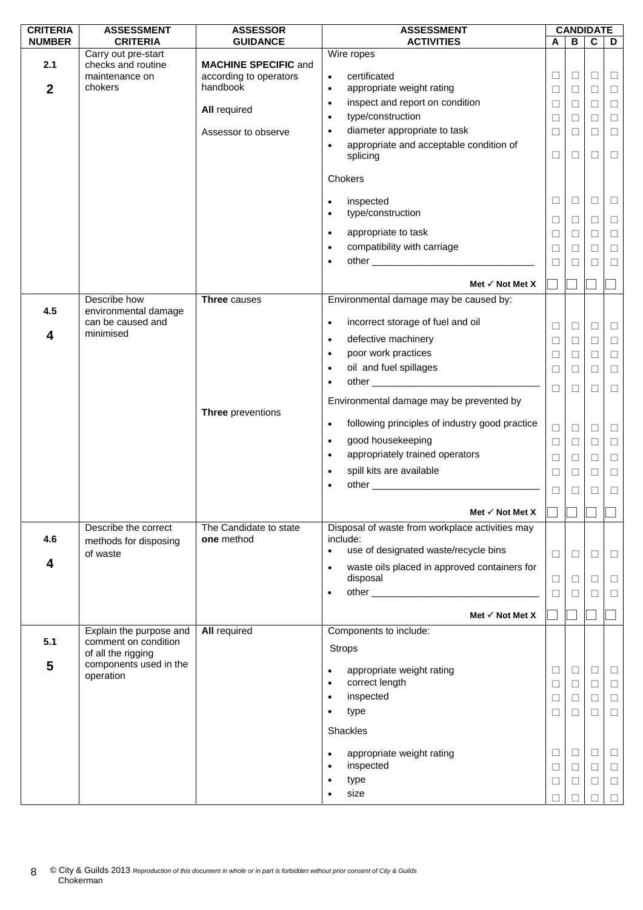| CRITERIA NUMBER | ASSESSMENT CRITERIA | ASSESSOR GUIDANCE | ASSESSMENT ACTIVITIES | CANDIDATE A | B | C | D |
|---|---|---|---|---|---|---|---|
| 2.1<br><br>**2** | Carry out pre-start checks and routine maintenance on chokers | **MACHINE SPECIFIC** and according to operators handbook<br><br>**All** required<br><br>Assessor to observe | Wire ropes | | | | |
| | | | • certificated | ☐ | ☐ | ☐ | ☐ |
| | | | • appropriate weight rating | ☐ | ☐ | ☐ | ☐ |
| | | | • inspect and report on condition | ☐ | ☐ | ☐ | ☐ |
| | | | • type/construction | ☐ | ☐ | ☐ | ☐ |
| | | | • diameter appropriate to task | ☐ | ☐ | ☐ | ☐ |
| | | | • appropriate and acceptable condition of splicing | ☐ | ☐ | ☐ | ☐ |
| | | | Chokers | | | | |
| | | | • inspected | ☐ | ☐ | ☐ | ☐ |
| | | | • type/construction | ☐ | ☐ | ☐ | ☐ |
| | | | • appropriate to task | ☐ | ☐ | ☐ | ☐ |
| | | | • compatibility with carriage | ☐ | ☐ | ☐ | ☐ |
| | | | • other ______________________________ | ☐ | ☐ | ☐ | ☐ |
| | | | **Met ✓ Not Met X** | ☐ | ☐ | ☐ | ☐ |
| 4.5<br><br>**4** | Describe how environmental damage can be caused and minimised | **Three** causes | Environmental damage may be caused by: | | | | |
| | | | • incorrect storage of fuel and oil | ☐ | ☐ | ☐ | ☐ |
| | | | • defective machinery | ☐ | ☐ | ☐ | ☐ |
| | | | • poor work practices | ☐ | ☐ | ☐ | ☐ |
| | | | • oil and fuel spillages | ☐ | ☐ | ☐ | ☐ |
| | | | • other ______________________________ | ☐ | ☐ | ☐ | ☐ |
| | | **Three** preventions | Environmental damage may be prevented by | | | | |
| | | | • following principles of industry good practice | ☐ | ☐ | ☐ | ☐ |
| | | | • good housekeeping | ☐ | ☐ | ☐ | ☐ |
| | | | • appropriately trained operators | ☐ | ☐ | ☐ | ☐ |
| | | | • spill kits are available | ☐ | ☐ | ☐ | ☐ |
| | | | • other ______________________________ | ☐ | ☐ | ☐ | ☐ |
| | | | **Met ✓ Not Met X** | ☐ | ☐ | ☐ | ☐ |
| 4.6<br><br>**4** | Describe the correct methods for disposing of waste | The Candidate to state **one** method | Disposal of waste from workplace activities may include: | | | | |
| | | | • use of designated waste/recycle bins | ☐ | ☐ | ☐ | ☐ |
| | | | • waste oils placed in approved containers for disposal | ☐ | ☐ | ☐ | ☐ |
| | | | • other ______________________________ | ☐ | ☐ | ☐ | ☐ |
| | | | **Met ✓ Not Met X** | ☐ | ☐ | ☐ | ☐ |
| 5.1<br><br>**5** | Explain the purpose and comment on condition of all the rigging components used in the operation | **All** required | Components to include: | | | | |
| | | | Strops | | | | |
| | | | • appropriate weight rating | ☐ | ☐ | ☐ | ☐ |
| | | | • correct length | ☐ | ☐ | ☐ | ☐ |
| | | | • inspected | ☐ | ☐ | ☐ | ☐ |
| | | | • type | ☐ | ☐ | ☐ | ☐ |
| | | | Shackles | | | | |
| | | | • appropriate weight rating | ☐ | ☐ | ☐ | ☐ |
| | | | • inspected | ☐ | ☐ | ☐ | ☐ |
| | | | • type | ☐ | ☐ | ☐ | ☐ |
| | | | • size | ☐ | ☐ | ☐ | ☐ |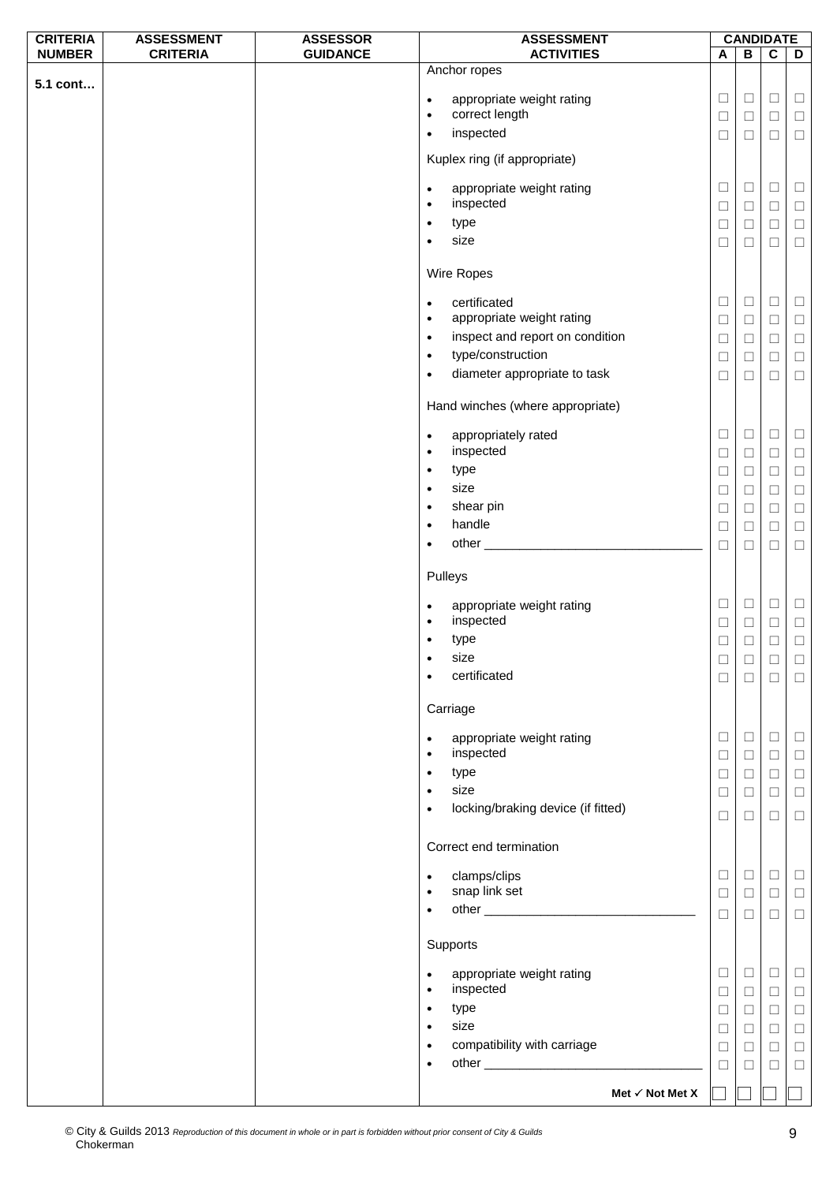| CRITERIA NUMBER | ASSESSMENT CRITERIA | ASSESSOR GUIDANCE | ASSESSMENT ACTIVITIES | CANDIDATE | | | |
|---|---|---|---|---|---|---|---|
| | | | | A | B | C | D |
| 5.1 cont… | | | Anchor ropes | | | | |
| | | | • appropriate weight rating | ☐ | ☐ | ☐ | ☐ |
| | | | • correct length | ☐ | ☐ | ☐ | ☐ |
| | | | • inspected | ☐ | ☐ | ☐ | ☐ |
| | | | Kuplex ring (if appropriate) | | | | |
| | | | • appropriate weight rating | ☐ | ☐ | ☐ | ☐ |
| | | | • inspected | ☐ | ☐ | ☐ | ☐ |
| | | | • type | ☐ | ☐ | ☐ | ☐ |
| | | | • size | ☐ | ☐ | ☐ | ☐ |
| | | | Wire Ropes | | | | |
| | | | • certificated | ☐ | ☐ | ☐ | ☐ |
| | | | • appropriate weight rating | ☐ | ☐ | ☐ | ☐ |
| | | | • inspect and report on condition | ☐ | ☐ | ☐ | ☐ |
| | | | • type/construction | ☐ | ☐ | ☐ | ☐ |
| | | | • diameter appropriate to task | ☐ | ☐ | ☐ | ☐ |
| | | | Hand winches (where appropriate) | | | | |
| | | | • appropriately rated | ☐ | ☐ | ☐ | ☐ |
| | | | • inspected | ☐ | ☐ | ☐ | ☐ |
| | | | • type | ☐ | ☐ | ☐ | ☐ |
| | | | • size | ☐ | ☐ | ☐ | ☐ |
| | | | • shear pin | ☐ | ☐ | ☐ | ☐ |
| | | | • handle | ☐ | ☐ | ☐ | ☐ |
| | | | • other ______________________________ | ☐ | ☐ | ☐ | ☐ |
| | | | Pulleys | | | | |
| | | | • appropriate weight rating | ☐ | ☐ | ☐ | ☐ |
| | | | • inspected | ☐ | ☐ | ☐ | ☐ |
| | | | • type | ☐ | ☐ | ☐ | ☐ |
| | | | • size | ☐ | ☐ | ☐ | ☐ |
| | | | • certificated | ☐ | ☐ | ☐ | ☐ |
| | | | Carriage | | | | |
| | | | • appropriate weight rating | ☐ | ☐ | ☐ | ☐ |
| | | | • inspected | ☐ | ☐ | ☐ | ☐ |
| | | | • type | ☐ | ☐ | ☐ | ☐ |
| | | | • size | ☐ | ☐ | ☐ | ☐ |
| | | | • locking/braking device (if fitted) | ☐ | ☐ | ☐ | ☐ |
| | | | Correct end termination | | | | |
| | | | • clamps/clips | ☐ | ☐ | ☐ | ☐ |
| | | | • snap link set | ☐ | ☐ | ☐ | ☐ |
| | | | • other ______________________________ | ☐ | ☐ | ☐ | ☐ |
| | | | Supports | | | | |
| | | | • appropriate weight rating | ☐ | ☐ | ☐ | ☐ |
| | | | • inspected | ☐ | ☐ | ☐ | ☐ |
| | | | • type | ☐ | ☐ | ☐ | ☐ |
| | | | • size | ☐ | ☐ | ☐ | ☐ |
| | | | • compatibility with carriage | ☐ | ☐ | ☐ | ☐ |
| | | | • other ______________________________ | ☐ | ☐ | ☐ | ☐ |
| | | | **Met ✓ Not Met X** | ☐ | ☐ | ☐ | ☐ |

© City & Guilds 2013 *Reproduction of this document in whole or in part is forbidden without prior consent of City & Guilds*
Chokerman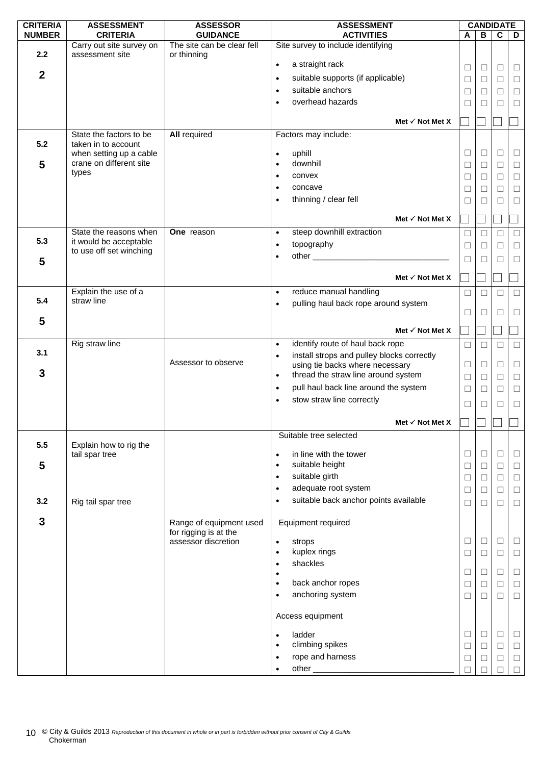| CRITERIA NUMBER | ASSESSMENT CRITERIA | ASSESSOR GUIDANCE | ASSESSMENT ACTIVITIES | CANDIDATE A | B | C | D |
|---|---|---|---|---|---|---|---|
| 2.2<br><br>**2** | Carry out site survey on assessment site | The site can be clear fell or thinning | Site survey to include identifying | | | | |
| | | | • a straight rack | ☐ | ☐ | ☐ | ☐ |
| | | | • suitable supports (if applicable) | ☐ | ☐ | ☐ | ☐ |
| | | | • suitable anchors | ☐ | ☐ | ☐ | ☐ |
| | | | • overhead hazards | ☐ | ☐ | ☐ | ☐ |
| | | | **Met ✓ Not Met X** | ☐ | ☐ | ☐ | ☐ |
| 5.2<br><br>**5** | State the factors to be taken in to account when setting up a cable crane on different site types | **All** required | Factors may include: | | | | |
| | | | • uphill | ☐ | ☐ | ☐ | ☐ |
| | | | • downhill | ☐ | ☐ | ☐ | ☐ |
| | | | • convex | ☐ | ☐ | ☐ | ☐ |
| | | | • concave | ☐ | ☐ | ☐ | ☐ |
| | | | • thinning / clear fell | ☐ | ☐ | ☐ | ☐ |
| | | | **Met ✓ Not Met X** | ☐ | ☐ | ☐ | ☐ |
| 5.3<br><br>**5** | State the reasons when it would be acceptable to use off set winching | **One** reason | • steep downhill extraction | ☐ | ☐ | ☐ | ☐ |
| | | | • topography | ☐ | ☐ | ☐ | ☐ |
| | | | • other ______________________________ | ☐ | ☐ | ☐ | ☐ |
| | | | **Met ✓ Not Met X** | ☐ | ☐ | ☐ | ☐ |
| 5.4<br><br>**5** | Explain the use of a straw line | | • reduce manual handling | ☐ | ☐ | ☐ | ☐ |
| | | | • pulling haul back rope around system | ☐ | ☐ | ☐ | ☐ |
| | | | **Met ✓ Not Met X** | ☐ | ☐ | ☐ | ☐ |
| 3.1<br><br>**3** | Rig straw line | Assessor to observe | • identify route of haul back rope | ☐ | ☐ | ☐ | ☐ |
| | | | • install strops and pulley blocks correctly using tie backs where necessary | ☐ | ☐ | ☐ | ☐ |
| | | | • thread the straw line around system | ☐ | ☐ | ☐ | ☐ |
| | | | • pull haul back line around the system | ☐ | ☐ | ☐ | ☐ |
| | | | • stow straw line correctly | ☐ | ☐ | ☐ | ☐ |
| | | | **Met ✓ Not Met X** | ☐ | ☐ | ☐ | ☐ |
| 5.5<br><br>**5** | Explain how to rig the tail spar tree | | Suitable tree selected | | | | |
| | | | • in line with the tower | ☐ | ☐ | ☐ | ☐ |
| | | | • suitable height | ☐ | ☐ | ☐ | ☐ |
| | | | • suitable girth | ☐ | ☐ | ☐ | ☐ |
| | | | • adequate root system | ☐ | ☐ | ☐ | ☐ |
| 3.2<br><br>**3** | Rig tail spar tree | | • suitable back anchor points available | ☐ | ☐ | ☐ | ☐ |
| | | Range of equipment used for rigging is at the assessor discretion | Equipment required | | | | |
| | | | • strops | ☐ | ☐ | ☐ | ☐ |
| | | | • kuplex rings | ☐ | ☐ | ☐ | ☐ |
| | | | • shackles | | | | |
| | | | • | ☐ | ☐ | ☐ | ☐ |
| | | | • back anchor ropes | ☐ | ☐ | ☐ | ☐ |
| | | | • anchoring system | ☐ | ☐ | ☐ | ☐ |
| | | | Access equipment | | | | |
| | | | • ladder | ☐ | ☐ | ☐ | ☐ |
| | | | • climbing spikes | ☐ | ☐ | ☐ | ☐ |
| | | | • rope and harness | ☐ | ☐ | ☐ | ☐ |
| | | | • other ________________________________ | ☐ | ☐ | ☐ | ☐ |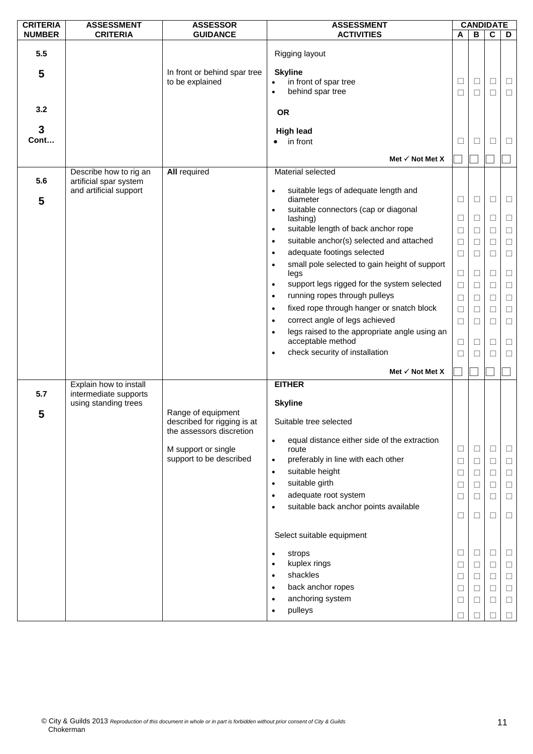| CRITERIA NUMBER | ASSESSMENT CRITERIA | ASSESSOR GUIDANCE | ASSESSMENT ACTIVITIES | CANDIDATE A | B | C | D |
|---|---|---|---|---|---|---|---|
| 5.5 | | | Rigging layout | | | | |
| 5 | | In front or behind spar tree to be explained | **Skyline** | | | | |
| | | | • in front of spar tree | ☐ | ☐ | ☐ | ☐ |
| | | | • behind spar tree | ☐ | ☐ | ☐ | ☐ |
| 3.2 | | | **OR** | | | | |
| 3 Cont… | | | **High lead** | | | | |
| | | | • in front | ☐ | ☐ | ☐ | ☐ |
| | | | **Met ✓ Not Met X** | ☐ | ☐ | ☐ | ☐ |
| 5.6 | Describe how to rig an artificial spar system and artificial support | **All** required | Material selected | | | | |
| 5 | | | • suitable legs of adequate length and diameter | ☐ | ☐ | ☐ | ☐ |
| | | | • suitable connectors (cap or diagonal lashing) | ☐ | ☐ | ☐ | ☐ |
| | | | • suitable length of back anchor rope | ☐ | ☐ | ☐ | ☐ |
| | | | • suitable anchor(s) selected and attached | ☐ | ☐ | ☐ | ☐ |
| | | | • adequate footings selected | ☐ | ☐ | ☐ | ☐ |
| | | | • small pole selected to gain height of support legs | ☐ | ☐ | ☐ | ☐ |
| | | | • support legs rigged for the system selected | ☐ | ☐ | ☐ | ☐ |
| | | | • running ropes through pulleys | ☐ | ☐ | ☐ | ☐ |
| | | | • fixed rope through hanger or snatch block | ☐ | ☐ | ☐ | ☐ |
| | | | • correct angle of legs achieved | ☐ | ☐ | ☐ | ☐ |
| | | | • legs raised to the appropriate angle using an acceptable method | ☐ | ☐ | ☐ | ☐ |
| | | | • check security of installation | ☐ | ☐ | ☐ | ☐ |
| | | | **Met ✓ Not Met X** | ☐ | ☐ | ☐ | ☐ |
| 5.7 | Explain how to install intermediate supports using standing trees | | **EITHER** | | | | |
| 5 | | Range of equipment described for rigging is at the assessors discretion | **Skyline** | | | | |
| | | M support or single support to be described | Suitable tree selected | | | | |
| | | | • equal distance either side of the extraction route | ☐ | ☐ | ☐ | ☐ |
| | | | • preferably in line with each other | ☐ | ☐ | ☐ | ☐ |
| | | | • suitable height | ☐ | ☐ | ☐ | ☐ |
| | | | • suitable girth | ☐ | ☐ | ☐ | ☐ |
| | | | • adequate root system | ☐ | ☐ | ☐ | ☐ |
| | | | • suitable back anchor points available | ☐ | ☐ | ☐ | ☐ |
| | | | Select suitable equipment | | | | |
| | | | • strops | ☐ | ☐ | ☐ | ☐ |
| | | | • kuplex rings | ☐ | ☐ | ☐ | ☐ |
| | | | • shackles | ☐ | ☐ | ☐ | ☐ |
| | | | • back anchor ropes | ☐ | ☐ | ☐ | ☐ |
| | | | • anchoring system | ☐ | ☐ | ☐ | ☐ |
| | | | • pulleys | ☐ | ☐ | ☐ | ☐ |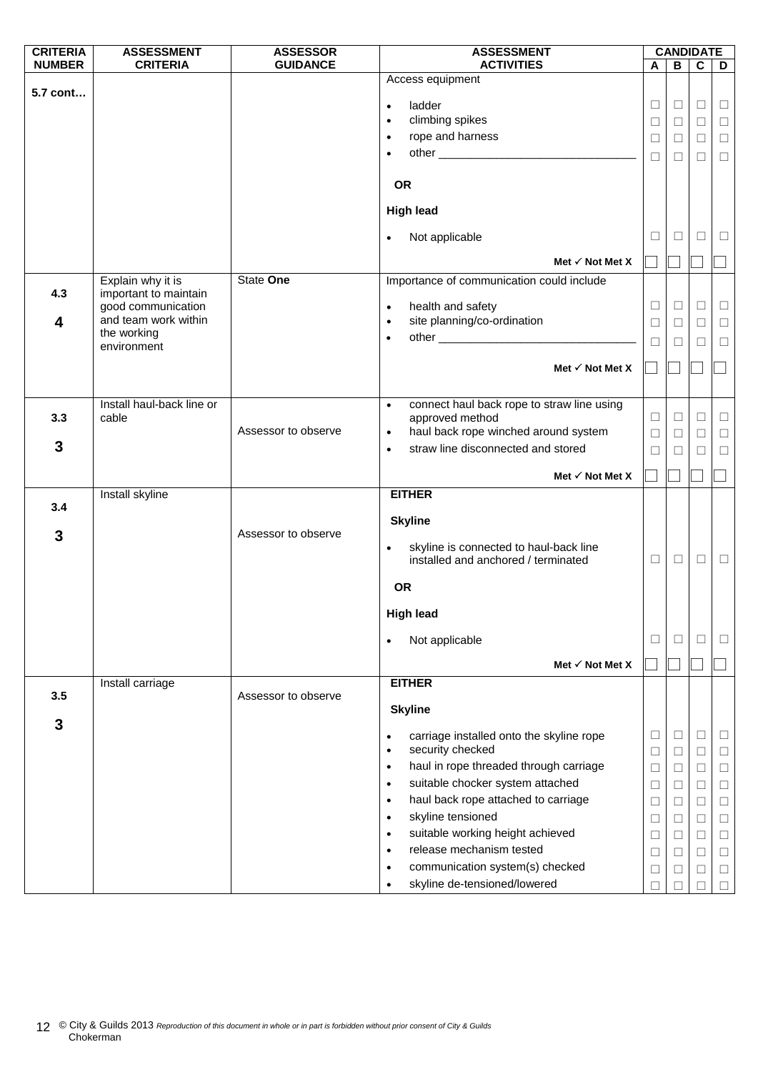| CRITERIA NUMBER | ASSESSMENT CRITERIA | ASSESSOR GUIDANCE | ASSESSMENT ACTIVITIES | CANDIDATE A | B | C | D |
|---|---|---|---|---|---|---|---|
| 5.7 cont… | | | Access equipment | | | | |
| | | | • ladder | ☐ | ☐ | ☐ | ☐ |
| | | | • climbing spikes | ☐ | ☐ | ☐ | ☐ |
| | | | • rope and harness | ☐ | ☐ | ☐ | ☐ |
| | | | • other _______________ | ☐ | ☐ | ☐ | ☐ |
| | | | **OR** | | | | |
| | | | **High lead** | | | | |
| | | | • Not applicable | ☐ | ☐ | ☐ | ☐ |
| | | | **Met ✓ Not Met X** | ☐ | ☐ | ☐ | ☐ |
| 4.3<br><br>**4** | Explain why it is important to maintain good communication and team work within the working environment | State **One** | Importance of communication could include | | | | |
| | | | • health and safety | ☐ | ☐ | ☐ | ☐ |
| | | | • site planning/co-ordination | ☐ | ☐ | ☐ | ☐ |
| | | | • other _______________ | ☐ | ☐ | ☐ | ☐ |
| | | | **Met ✓ Not Met X** | ☐ | ☐ | ☐ | ☐ |
| 3.3<br><br>**3** | Install haul-back line or cable | Assessor to observe | • connect haul back rope to straw line using approved method | ☐ | ☐ | ☐ | ☐ |
| | | | • haul back rope winched around system | ☐ | ☐ | ☐ | ☐ |
| | | | • straw line disconnected and stored | ☐ | ☐ | ☐ | ☐ |
| | | | **Met ✓ Not Met X** | ☐ | ☐ | ☐ | ☐ |
| 3.4<br><br>**3** | Install skyline | Assessor to observe | **EITHER** | | | | |
| | | | **Skyline** | | | | |
| | | | • skyline is connected to haul-back line installed and anchored / terminated | ☐ | ☐ | ☐ | ☐ |
| | | | **OR** | | | | |
| | | | **High lead** | | | | |
| | | | • Not applicable | ☐ | ☐ | ☐ | ☐ |
| | | | **Met ✓ Not Met X** | ☐ | ☐ | ☐ | ☐ |
| 3.5<br><br>**3** | Install carriage | Assessor to observe | **EITHER** | | | | |
| | | | **Skyline** | | | | |
| | | | • carriage installed onto the skyline rope | ☐ | ☐ | ☐ | ☐ |
| | | | • security checked | ☐ | ☐ | ☐ | ☐ |
| | | | • haul in rope threaded through carriage | ☐ | ☐ | ☐ | ☐ |
| | | | • suitable chocker system attached | ☐ | ☐ | ☐ | ☐ |
| | | | • haul back rope attached to carriage | ☐ | ☐ | ☐ | ☐ |
| | | | • skyline tensioned | ☐ | ☐ | ☐ | ☐ |
| | | | • suitable working height achieved | ☐ | ☐ | ☐ | ☐ |
| | | | • release mechanism tested | ☐ | ☐ | ☐ | ☐ |
| | | | • communication system(s) checked | ☐ | ☐ | ☐ | ☐ |
| | | | • skyline de-tensioned/lowered | ☐ | ☐ | ☐ | ☐ |

© City & Guilds 2013 *Reproduction of this document in whole or in part is forbidden without prior consent of City & Guilds*
Chokerman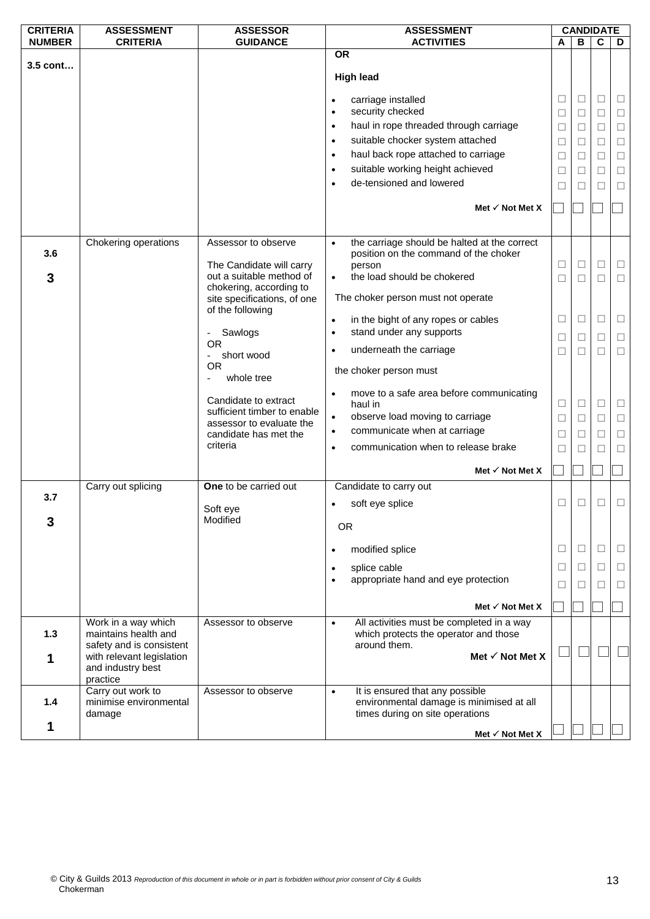| CRITERIA NUMBER | ASSESSMENT CRITERIA | ASSESSOR GUIDANCE | ASSESSMENT ACTIVITIES | CANDIDATE A | B | C | D |
|---|---|---|---|---|---|---|---|
| 3.5 cont… | | | **OR**<br><br>**High lead**<br><br>• carriage installed<br>• security checked<br>• haul in rope threaded through carriage<br>• suitable chocker system attached<br>• haul back rope attached to carriage<br>• suitable working height achieved<br>• de-tensioned and lowered<br><br>**Met ✓ Not Met X** | ☐<br>☐<br>☐<br>☐<br>☐<br>☐<br>☐<br><br>☐ | ☐<br>☐<br>☐<br>☐<br>☐<br>☐<br>☐<br><br>☐ | ☐<br>☐<br>☐<br>☐<br>☐<br>☐<br>☐<br><br>☐ | ☐<br>☐<br>☐<br>☐<br>☐<br>☐<br>☐<br><br>☐ |
| 3.6<br><br>3 | Chokering operations | Assessor to observe<br><br>The Candidate will carry out a suitable method of chokering, according to site specifications, of one of the following<br><br>- Sawlogs<br>OR<br>- short wood<br>OR<br>- whole tree<br><br>Candidate to extract sufficient timber to enable assessor to evaluate the candidate has met the criteria | • the carriage should be halted at the correct position on the command of the choker person<br>• the load should be chokered<br><br>The choker person must not operate<br><br>• in the bight of any ropes or cables<br>• stand under any supports<br>• underneath the carriage<br><br>the choker person must<br><br>• move to a safe area before communicating haul in<br>• observe load moving to carriage<br>• communicate when at carriage<br>• communication when to release brake<br><br>**Met ✓ Not Met X** | ☐<br>☐<br><br>☐<br>☐<br>☐<br><br>☐<br>☐<br>☐<br>☐<br><br>☐ | ☐<br>☐<br><br>☐<br>☐<br>☐<br><br>☐<br>☐<br>☐<br>☐<br><br>☐ | ☐<br>☐<br><br>☐<br>☐<br>☐<br><br>☐<br>☐<br>☐<br>☐<br><br>☐ | ☐<br>☐<br><br>☐<br>☐<br>☐<br><br>☐<br>☐<br>☐<br>☐<br><br>☐ |
| 3.7<br><br>3 | Carry out splicing | **One** to be carried out<br><br>Soft eye<br>Modified | Candidate to carry out<br><br>• soft eye splice<br><br>OR<br><br>• modified splice<br>• splice cable<br>• appropriate hand and eye protection<br><br>**Met ✓ Not Met X** | ☐<br><br>☐<br>☐<br>☐<br><br>☐ | ☐<br><br>☐<br>☐<br>☐<br><br>☐ | ☐<br><br>☐<br>☐<br>☐<br><br>☐ | ☐<br><br>☐<br>☐<br>☐<br><br>☐ |
| 1.3<br><br>1 | Work in a way which maintains health and safety and is consistent with relevant legislation and industry best practice | Assessor to observe | • All activities must be completed in a way which protects the operator and those around them.<br>**Met ✓ Not Met X** | ☐ | ☐ | ☐ | ☐ |
| 1.4<br><br>1 | Carry out work to minimise environmental damage | Assessor to observe | • It is ensured that any possible environmental damage is minimised at all times during on site operations<br>**Met ✓ Not Met X** | ☐ | ☐ | ☐ | ☐ |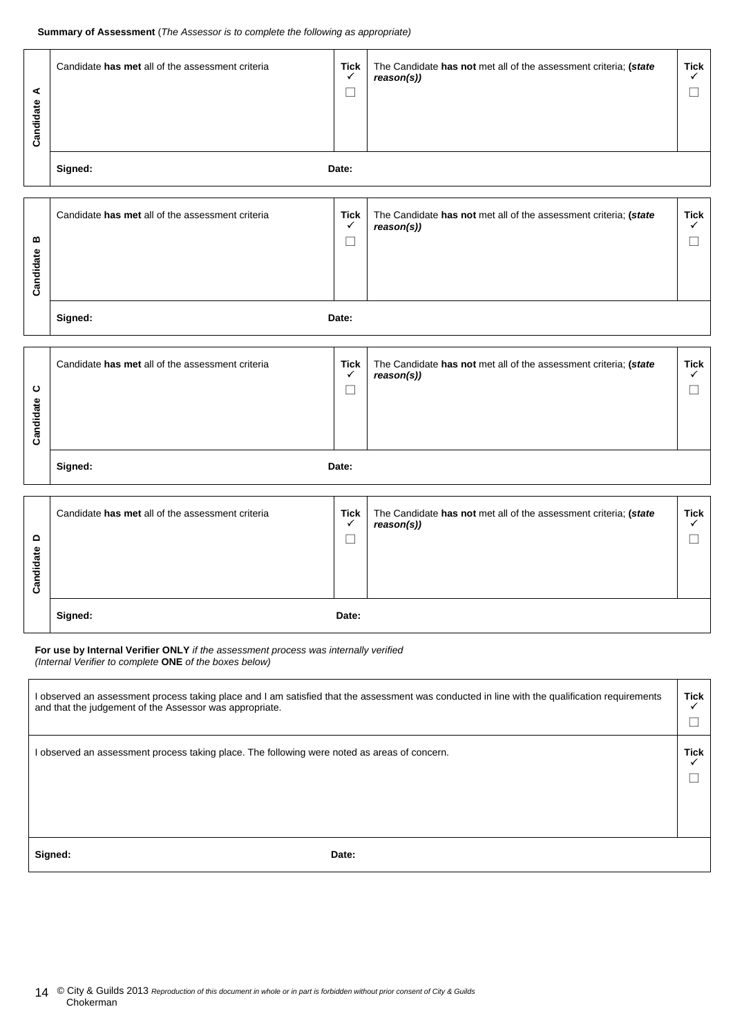**Summary of Assessment** (*The Assessor is to complete the following as appropriate)*

| | | | | |
|---|---|---|---|---|
| **Candidate A** | Candidate **has met** all of the assessment criteria | **Tick** ✓ ☐ | The Candidate **has not** met all of the assessment criteria; ***(state reason(s))*** | **Tick** ✓ ☐ |
| | **Signed:** | **Date:** | | |

| | | | | |
|---|---|---|---|---|
| **Candidate B** | Candidate **has met** all of the assessment criteria | **Tick** ✓ ☐ | The Candidate **has not** met all of the assessment criteria; ***(state reason(s))*** | **Tick** ✓ ☐ |
| | **Signed:** | **Date:** | | |

| | | | | |
|---|---|---|---|---|
| **Candidate C** | Candidate **has met** all of the assessment criteria | **Tick** ✓ ☐ | The Candidate **has not** met all of the assessment criteria; ***(state reason(s))*** | **Tick** ✓ ☐ |
| | **Signed:** | **Date:** | | |

| | | | | |
|---|---|---|---|---|
| **Candidate D** | Candidate **has met** all of the assessment criteria | **Tick** ✓ ☐ | The Candidate **has not** met all of the assessment criteria; ***(state reason(s))*** | **Tick** ✓ ☐ |
| | **Signed:** | **Date:** | | |

**For use by Internal Verifier ONLY** *if the assessment process was internally verified*
*(Internal Verifier to complete* **ONE** *of the boxes below)*

| | |
|---|---|
| I observed an assessment process taking place and I am satisfied that the assessment was conducted in line with the qualification requirements and that the judgement of the Assessor was appropriate. | **Tick** ✓ ☐ |
| I observed an assessment process taking place. The following were noted as areas of concern. | **Tick** ✓ ☐ |
| **Signed:** &nbsp;&nbsp;&nbsp;&nbsp; **Date:** | |

© City & Guilds 2013 *Reproduction of this document in whole or in part is forbidden without prior consent of City & Guilds*
Chokerman